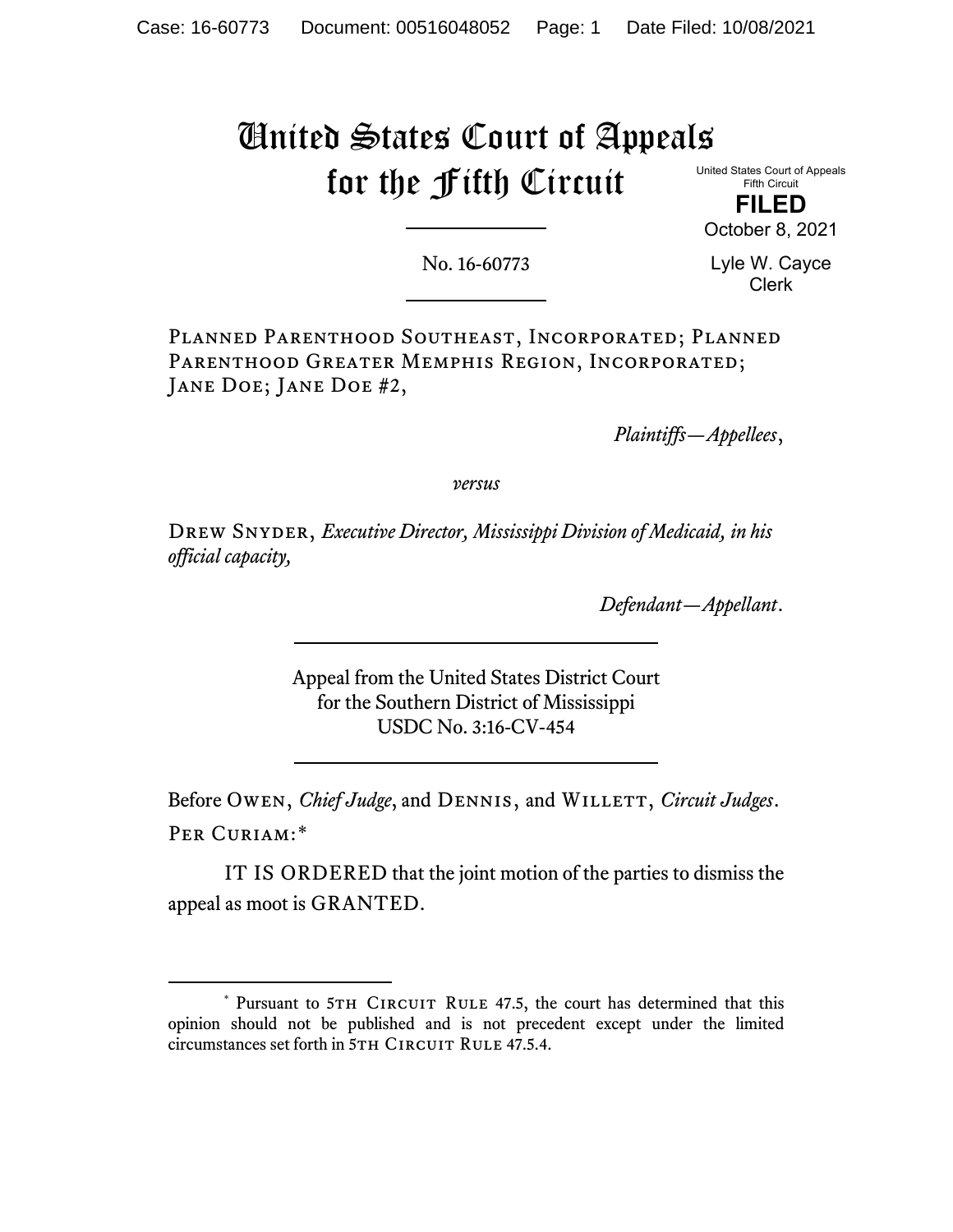# United States Court of Appeals for the Fifth Circuit

United States Court of Appeals
Fifth Circuit

**FILED**

October 8, 2021

Lyle W. Cayce
Clerk

No. 16-60773

Planned Parenthood Southeast, Incorporated; Planned Parenthood Greater Memphis Region, Incorporated; Jane Doe; Jane Doe #2,

*Plaintiffs—Appellees*,

*versus*

Drew Snyder, *Executive Director, Mississippi Division of Medicaid, in his official capacity,*

*Defendant—Appellant*.

Appeal from the United States District Court
for the Southern District of Mississippi
USDC No. 3:16-CV-454

Before Owen, *Chief Judge*, and Dennis, and Willett, *Circuit Judges*.

Per Curiam:*

IT IS ORDERED that the joint motion of the parties to dismiss the appeal as moot is GRANTED.

---

\* Pursuant to 5th Circuit Rule 47.5, the court has determined that this opinion should not be published and is not precedent except under the limited circumstances set forth in 5th Circuit Rule 47.5.4.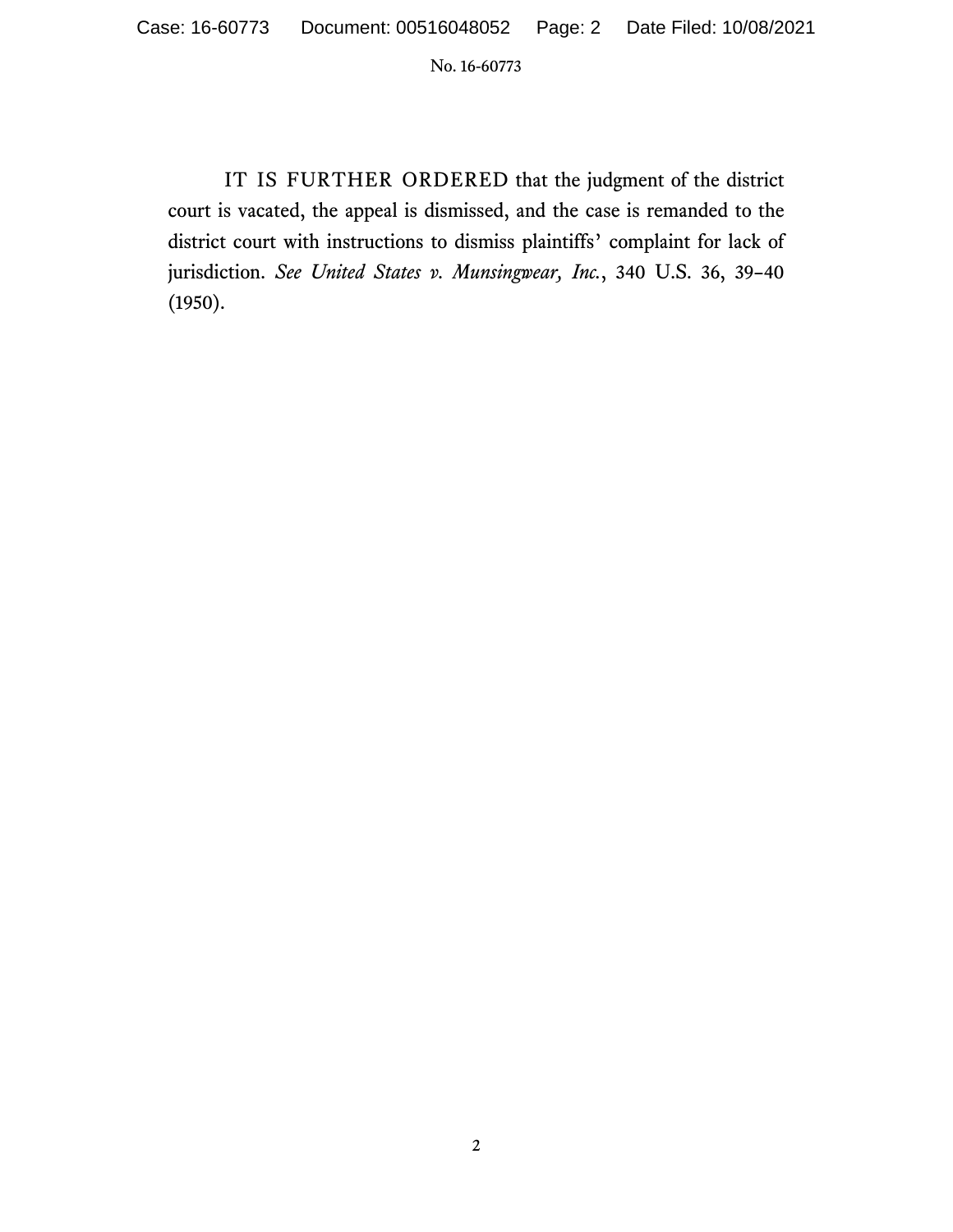IT IS FURTHER ORDERED that the judgment of the district court is vacated, the appeal is dismissed, and the case is remanded to the district court with instructions to dismiss plaintiffs' complaint for lack of jurisdiction. *See United States v. Munsingwear, Inc.*, 340 U.S. 36, 39–40 (1950).